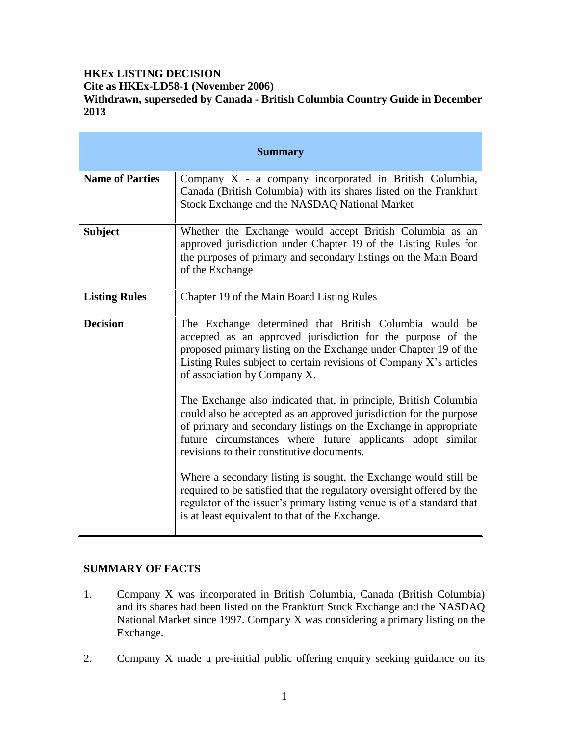**HKEx LISTING DECISION**
**Cite as HKEx-LD58-1 (November 2006)**
**Withdrawn, superseded by Canada - British Columbia Country Guide in December 2013**

| **Summary** | |
|---|---|
| **Name of Parties** | Company X - a company incorporated in British Columbia, Canada (British Columbia) with its shares listed on the Frankfurt Stock Exchange and the NASDAQ National Market |
| **Subject** | Whether the Exchange would accept British Columbia as an approved jurisdiction under Chapter 19 of the Listing Rules for the purposes of primary and secondary listings on the Main Board of the Exchange |
| **Listing Rules** | Chapter 19 of the Main Board Listing Rules |
| **Decision** | The Exchange determined that British Columbia would be accepted as an approved jurisdiction for the purpose of the proposed primary listing on the Exchange under Chapter 19 of the Listing Rules subject to certain revisions of Company X's articles of association by Company X.<br><br>The Exchange also indicated that, in principle, British Columbia could also be accepted as an approved jurisdiction for the purpose of primary and secondary listings on the Exchange in appropriate future circumstances where future applicants adopt similar revisions to their constitutive documents.<br><br>Where a secondary listing is sought, the Exchange would still be required to be satisfied that the regulatory oversight offered by the regulator of the issuer's primary listing venue is of a standard that is at least equivalent to that of the Exchange. |

**SUMMARY OF FACTS**

1. Company X was incorporated in British Columbia, Canada (British Columbia) and its shares had been listed on the Frankfurt Stock Exchange and the NASDAQ National Market since 1997. Company X was considering a primary listing on the Exchange.

2. Company X made a pre-initial public offering enquiry seeking guidance on its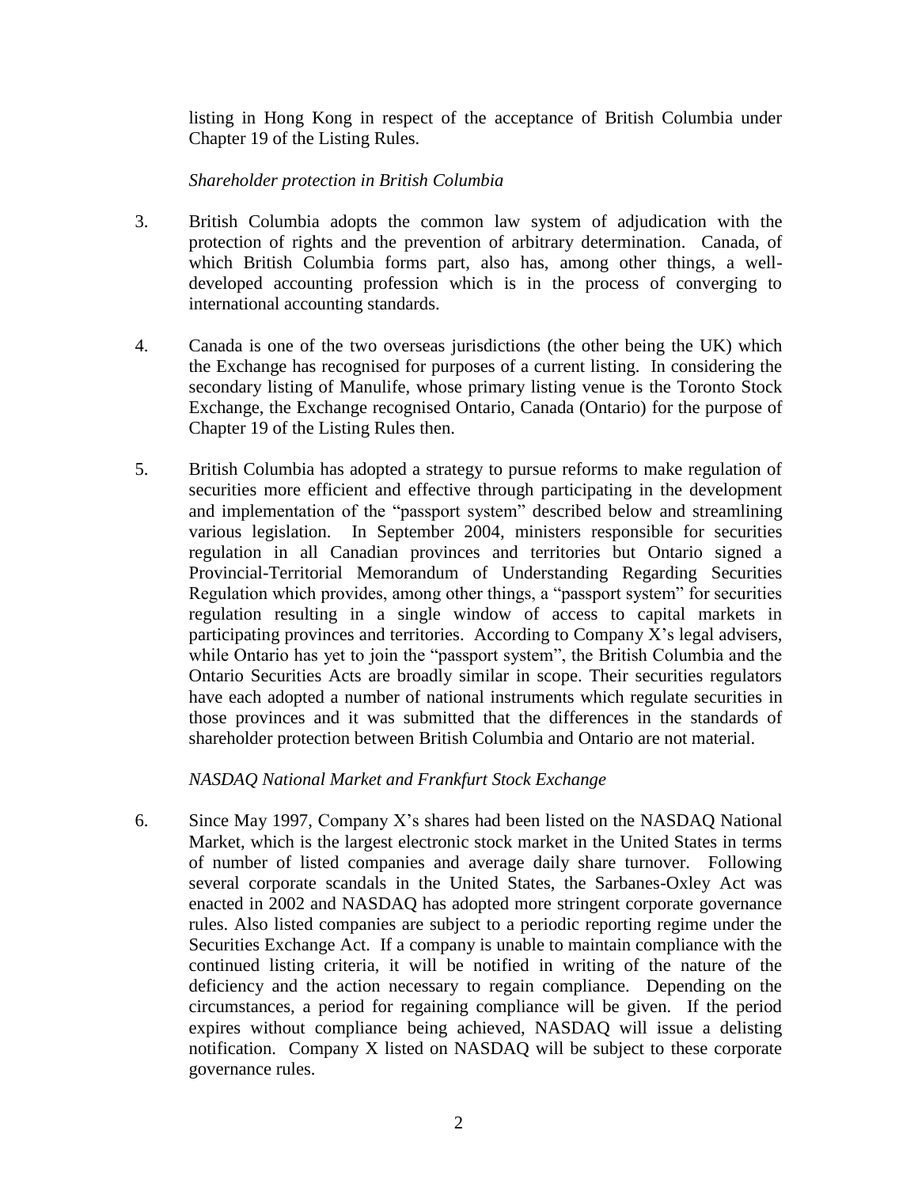listing in Hong Kong in respect of the acceptance of British Columbia under Chapter 19 of the Listing Rules.

*Shareholder protection in British Columbia*

3. British Columbia adopts the common law system of adjudication with the protection of rights and the prevention of arbitrary determination. Canada, of which British Columbia forms part, also has, among other things, a well-developed accounting profession which is in the process of converging to international accounting standards.

4. Canada is one of the two overseas jurisdictions (the other being the UK) which the Exchange has recognised for purposes of a current listing. In considering the secondary listing of Manulife, whose primary listing venue is the Toronto Stock Exchange, the Exchange recognised Ontario, Canada (Ontario) for the purpose of Chapter 19 of the Listing Rules then.

5. British Columbia has adopted a strategy to pursue reforms to make regulation of securities more efficient and effective through participating in the development and implementation of the "passport system" described below and streamlining various legislation. In September 2004, ministers responsible for securities regulation in all Canadian provinces and territories but Ontario signed a Provincial-Territorial Memorandum of Understanding Regarding Securities Regulation which provides, among other things, a "passport system" for securities regulation resulting in a single window of access to capital markets in participating provinces and territories. According to Company X's legal advisers, while Ontario has yet to join the "passport system", the British Columbia and the Ontario Securities Acts are broadly similar in scope. Their securities regulators have each adopted a number of national instruments which regulate securities in those provinces and it was submitted that the differences in the standards of shareholder protection between British Columbia and Ontario are not material.

*NASDAQ National Market and Frankfurt Stock Exchange*

6. Since May 1997, Company X's shares had been listed on the NASDAQ National Market, which is the largest electronic stock market in the United States in terms of number of listed companies and average daily share turnover. Following several corporate scandals in the United States, the Sarbanes-Oxley Act was enacted in 2002 and NASDAQ has adopted more stringent corporate governance rules. Also listed companies are subject to a periodic reporting regime under the Securities Exchange Act. If a company is unable to maintain compliance with the continued listing criteria, it will be notified in writing of the nature of the deficiency and the action necessary to regain compliance. Depending on the circumstances, a period for regaining compliance will be given. If the period expires without compliance being achieved, NASDAQ will issue a delisting notification. Company X listed on NASDAQ will be subject to these corporate governance rules.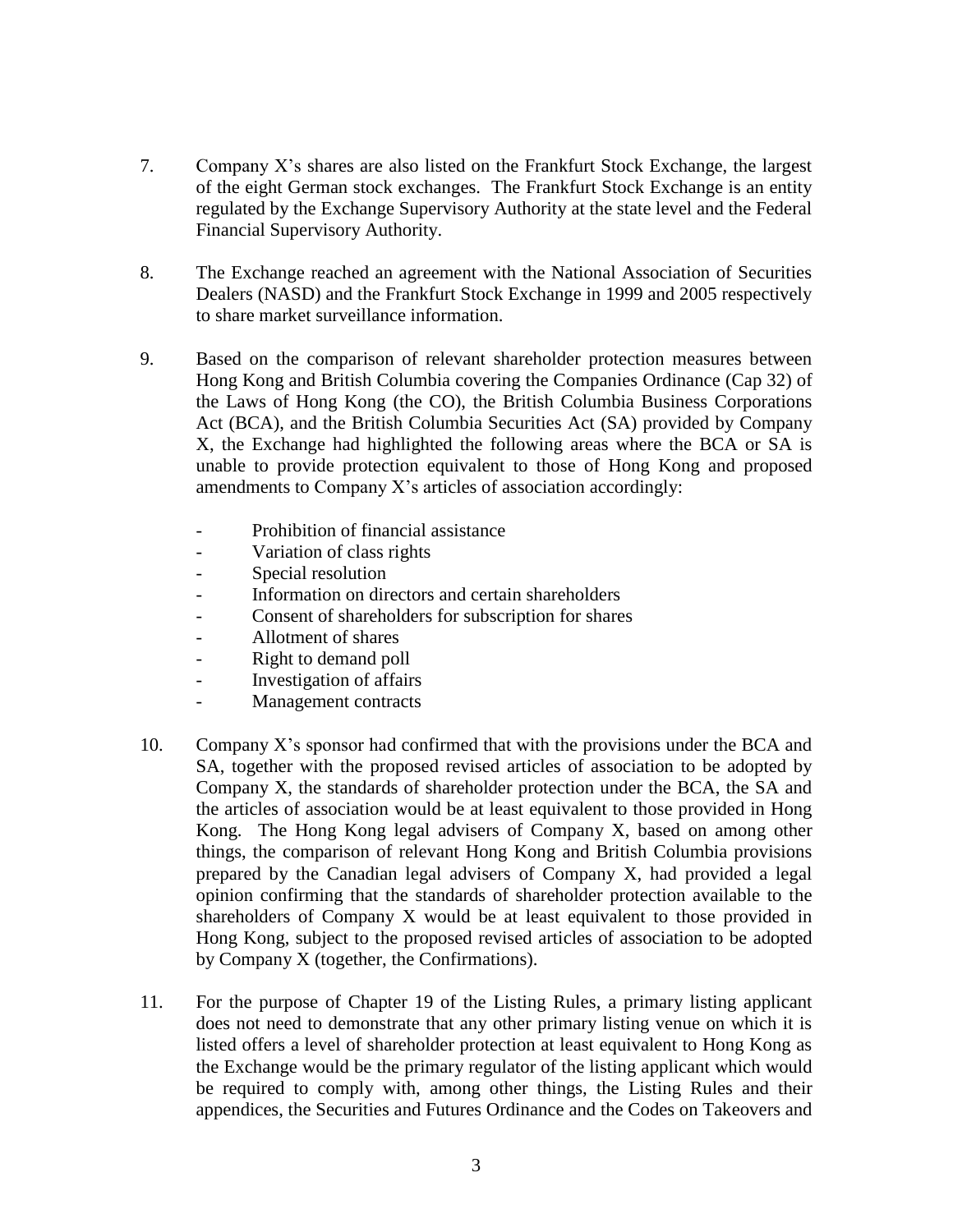7. Company X's shares are also listed on the Frankfurt Stock Exchange, the largest of the eight German stock exchanges. The Frankfurt Stock Exchange is an entity regulated by the Exchange Supervisory Authority at the state level and the Federal Financial Supervisory Authority.

8. The Exchange reached an agreement with the National Association of Securities Dealers (NASD) and the Frankfurt Stock Exchange in 1999 and 2005 respectively to share market surveillance information.

9. Based on the comparison of relevant shareholder protection measures between Hong Kong and British Columbia covering the Companies Ordinance (Cap 32) of the Laws of Hong Kong (the CO), the British Columbia Business Corporations Act (BCA), and the British Columbia Securities Act (SA) provided by Company X, the Exchange had highlighted the following areas where the BCA or SA is unable to provide protection equivalent to those of Hong Kong and proposed amendments to Company X's articles of association accordingly:

   - Prohibition of financial assistance
   - Variation of class rights
   - Special resolution
   - Information on directors and certain shareholders
   - Consent of shareholders for subscription for shares
   - Allotment of shares
   - Right to demand poll
   - Investigation of affairs
   - Management contracts

10. Company X's sponsor had confirmed that with the provisions under the BCA and SA, together with the proposed revised articles of association to be adopted by Company X, the standards of shareholder protection under the BCA, the SA and the articles of association would be at least equivalent to those provided in Hong Kong. The Hong Kong legal advisers of Company X, based on among other things, the comparison of relevant Hong Kong and British Columbia provisions prepared by the Canadian legal advisers of Company X, had provided a legal opinion confirming that the standards of shareholder protection available to the shareholders of Company X would be at least equivalent to those provided in Hong Kong, subject to the proposed revised articles of association to be adopted by Company X (together, the Confirmations).

11. For the purpose of Chapter 19 of the Listing Rules, a primary listing applicant does not need to demonstrate that any other primary listing venue on which it is listed offers a level of shareholder protection at least equivalent to Hong Kong as the Exchange would be the primary regulator of the listing applicant which would be required to comply with, among other things, the Listing Rules and their appendices, the Securities and Futures Ordinance and the Codes on Takeovers and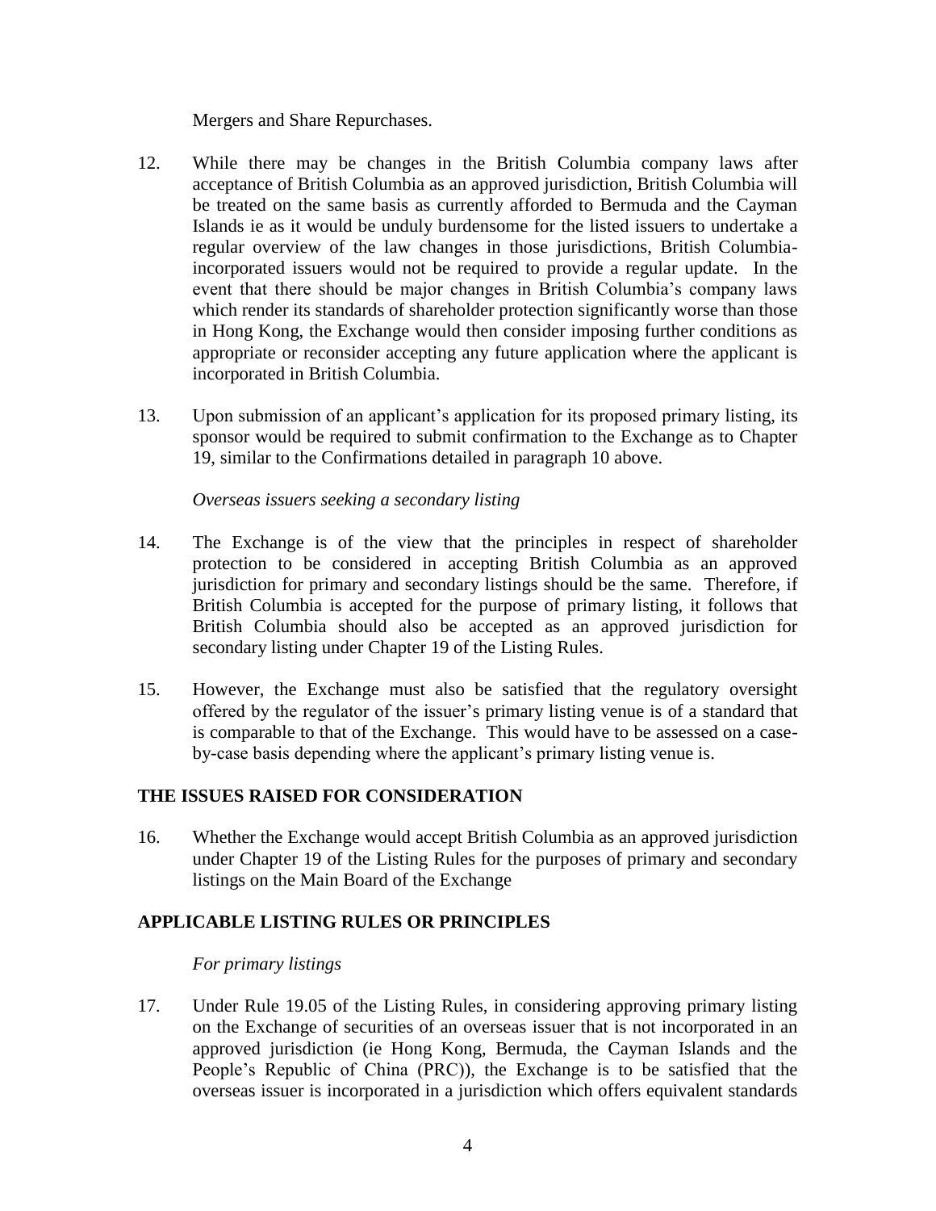Mergers and Share Repurchases.

12. While there may be changes in the British Columbia company laws after acceptance of British Columbia as an approved jurisdiction, British Columbia will be treated on the same basis as currently afforded to Bermuda and the Cayman Islands ie as it would be unduly burdensome for the listed issuers to undertake a regular overview of the law changes in those jurisdictions, British Columbia-incorporated issuers would not be required to provide a regular update. In the event that there should be major changes in British Columbia's company laws which render its standards of shareholder protection significantly worse than those in Hong Kong, the Exchange would then consider imposing further conditions as appropriate or reconsider accepting any future application where the applicant is incorporated in British Columbia.

13. Upon submission of an applicant's application for its proposed primary listing, its sponsor would be required to submit confirmation to the Exchange as to Chapter 19, similar to the Confirmations detailed in paragraph 10 above.

*Overseas issuers seeking a secondary listing*

14. The Exchange is of the view that the principles in respect of shareholder protection to be considered in accepting British Columbia as an approved jurisdiction for primary and secondary listings should be the same. Therefore, if British Columbia is accepted for the purpose of primary listing, it follows that British Columbia should also be accepted as an approved jurisdiction for secondary listing under Chapter 19 of the Listing Rules.

15. However, the Exchange must also be satisfied that the regulatory oversight offered by the regulator of the issuer's primary listing venue is of a standard that is comparable to that of the Exchange. This would have to be assessed on a case-by-case basis depending where the applicant's primary listing venue is.

## THE ISSUES RAISED FOR CONSIDERATION

16. Whether the Exchange would accept British Columbia as an approved jurisdiction under Chapter 19 of the Listing Rules for the purposes of primary and secondary listings on the Main Board of the Exchange

## APPLICABLE LISTING RULES OR PRINCIPLES

*For primary listings*

17. Under Rule 19.05 of the Listing Rules, in considering approving primary listing on the Exchange of securities of an overseas issuer that is not incorporated in an approved jurisdiction (ie Hong Kong, Bermuda, the Cayman Islands and the People's Republic of China (PRC)), the Exchange is to be satisfied that the overseas issuer is incorporated in a jurisdiction which offers equivalent standards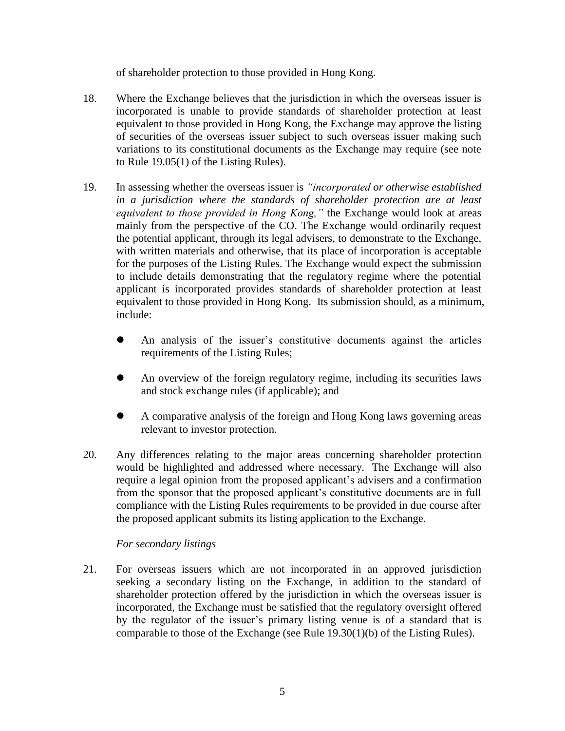of shareholder protection to those provided in Hong Kong.

18. Where the Exchange believes that the jurisdiction in which the overseas issuer is incorporated is unable to provide standards of shareholder protection at least equivalent to those provided in Hong Kong, the Exchange may approve the listing of securities of the overseas issuer subject to such overseas issuer making such variations to its constitutional documents as the Exchange may require (see note to Rule 19.05(1) of the Listing Rules).

19. In assessing whether the overseas issuer is *"incorporated or otherwise established in a jurisdiction where the standards of shareholder protection are at least equivalent to those provided in Hong Kong,"* the Exchange would look at areas mainly from the perspective of the CO. The Exchange would ordinarily request the potential applicant, through its legal advisers, to demonstrate to the Exchange, with written materials and otherwise, that its place of incorporation is acceptable for the purposes of the Listing Rules. The Exchange would expect the submission to include details demonstrating that the regulatory regime where the potential applicant is incorporated provides standards of shareholder protection at least equivalent to those provided in Hong Kong. Its submission should, as a minimum, include:

   - An analysis of the issuer's constitutive documents against the articles requirements of the Listing Rules;
   - An overview of the foreign regulatory regime, including its securities laws and stock exchange rules (if applicable); and
   - A comparative analysis of the foreign and Hong Kong laws governing areas relevant to investor protection.

20. Any differences relating to the major areas concerning shareholder protection would be highlighted and addressed where necessary. The Exchange will also require a legal opinion from the proposed applicant's advisers and a confirmation from the sponsor that the proposed applicant's constitutive documents are in full compliance with the Listing Rules requirements to be provided in due course after the proposed applicant submits its listing application to the Exchange.

*For secondary listings*

21. For overseas issuers which are not incorporated in an approved jurisdiction seeking a secondary listing on the Exchange, in addition to the standard of shareholder protection offered by the jurisdiction in which the overseas issuer is incorporated, the Exchange must be satisfied that the regulatory oversight offered by the regulator of the issuer's primary listing venue is of a standard that is comparable to those of the Exchange (see Rule 19.30(1)(b) of the Listing Rules).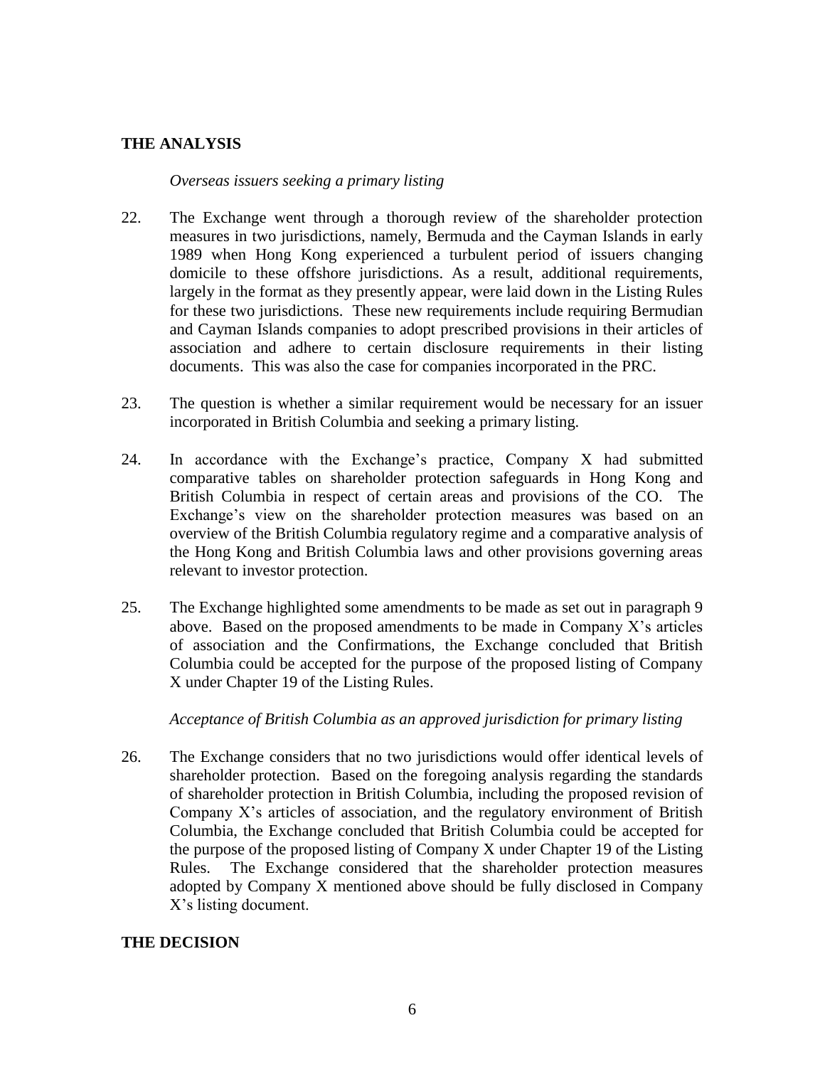## THE ANALYSIS

*Overseas issuers seeking a primary listing*

22. The Exchange went through a thorough review of the shareholder protection measures in two jurisdictions, namely, Bermuda and the Cayman Islands in early 1989 when Hong Kong experienced a turbulent period of issuers changing domicile to these offshore jurisdictions. As a result, additional requirements, largely in the format as they presently appear, were laid down in the Listing Rules for these two jurisdictions. These new requirements include requiring Bermudian and Cayman Islands companies to adopt prescribed provisions in their articles of association and adhere to certain disclosure requirements in their listing documents. This was also the case for companies incorporated in the PRC.

23. The question is whether a similar requirement would be necessary for an issuer incorporated in British Columbia and seeking a primary listing.

24. In accordance with the Exchange's practice, Company X had submitted comparative tables on shareholder protection safeguards in Hong Kong and British Columbia in respect of certain areas and provisions of the CO. The Exchange's view on the shareholder protection measures was based on an overview of the British Columbia regulatory regime and a comparative analysis of the Hong Kong and British Columbia laws and other provisions governing areas relevant to investor protection.

25. The Exchange highlighted some amendments to be made as set out in paragraph 9 above. Based on the proposed amendments to be made in Company X's articles of association and the Confirmations, the Exchange concluded that British Columbia could be accepted for the purpose of the proposed listing of Company X under Chapter 19 of the Listing Rules.

*Acceptance of British Columbia as an approved jurisdiction for primary listing*

26. The Exchange considers that no two jurisdictions would offer identical levels of shareholder protection. Based on the foregoing analysis regarding the standards of shareholder protection in British Columbia, including the proposed revision of Company X's articles of association, and the regulatory environment of British Columbia, the Exchange concluded that British Columbia could be accepted for the purpose of the proposed listing of Company X under Chapter 19 of the Listing Rules. The Exchange considered that the shareholder protection measures adopted by Company X mentioned above should be fully disclosed in Company X's listing document.

## THE DECISION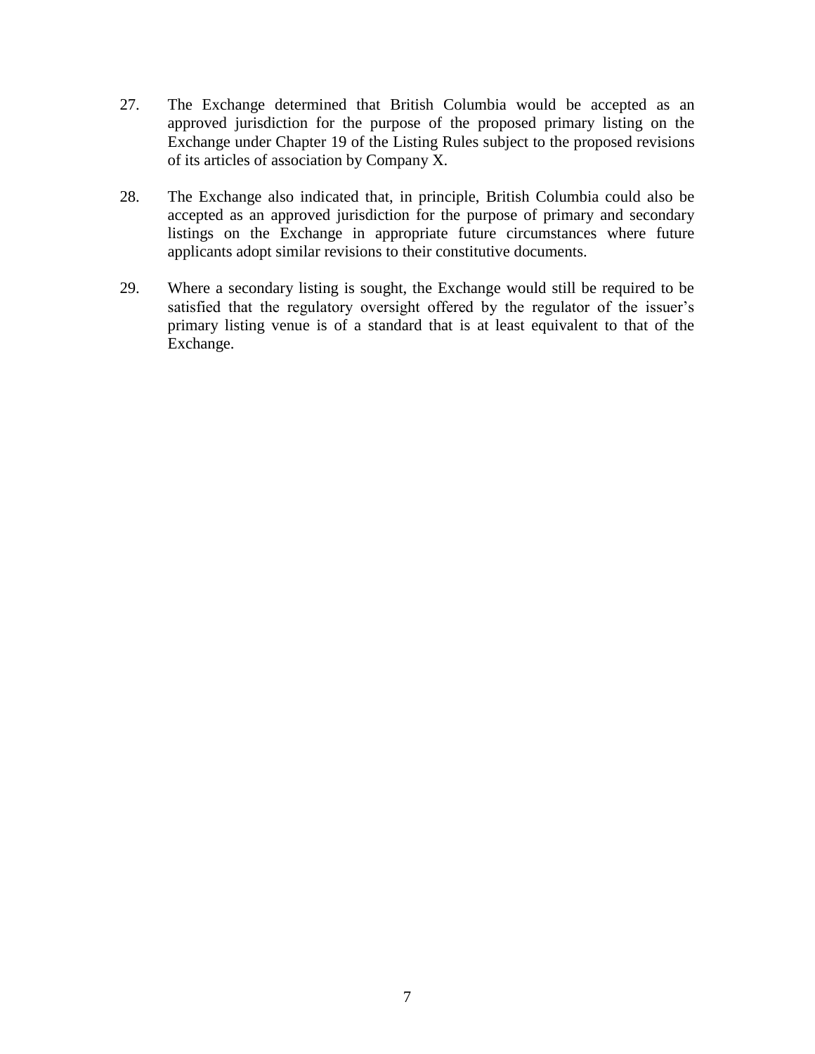27. The Exchange determined that British Columbia would be accepted as an approved jurisdiction for the purpose of the proposed primary listing on the Exchange under Chapter 19 of the Listing Rules subject to the proposed revisions of its articles of association by Company X.

28. The Exchange also indicated that, in principle, British Columbia could also be accepted as an approved jurisdiction for the purpose of primary and secondary listings on the Exchange in appropriate future circumstances where future applicants adopt similar revisions to their constitutive documents.

29. Where a secondary listing is sought, the Exchange would still be required to be satisfied that the regulatory oversight offered by the regulator of the issuer's primary listing venue is of a standard that is at least equivalent to that of the Exchange.